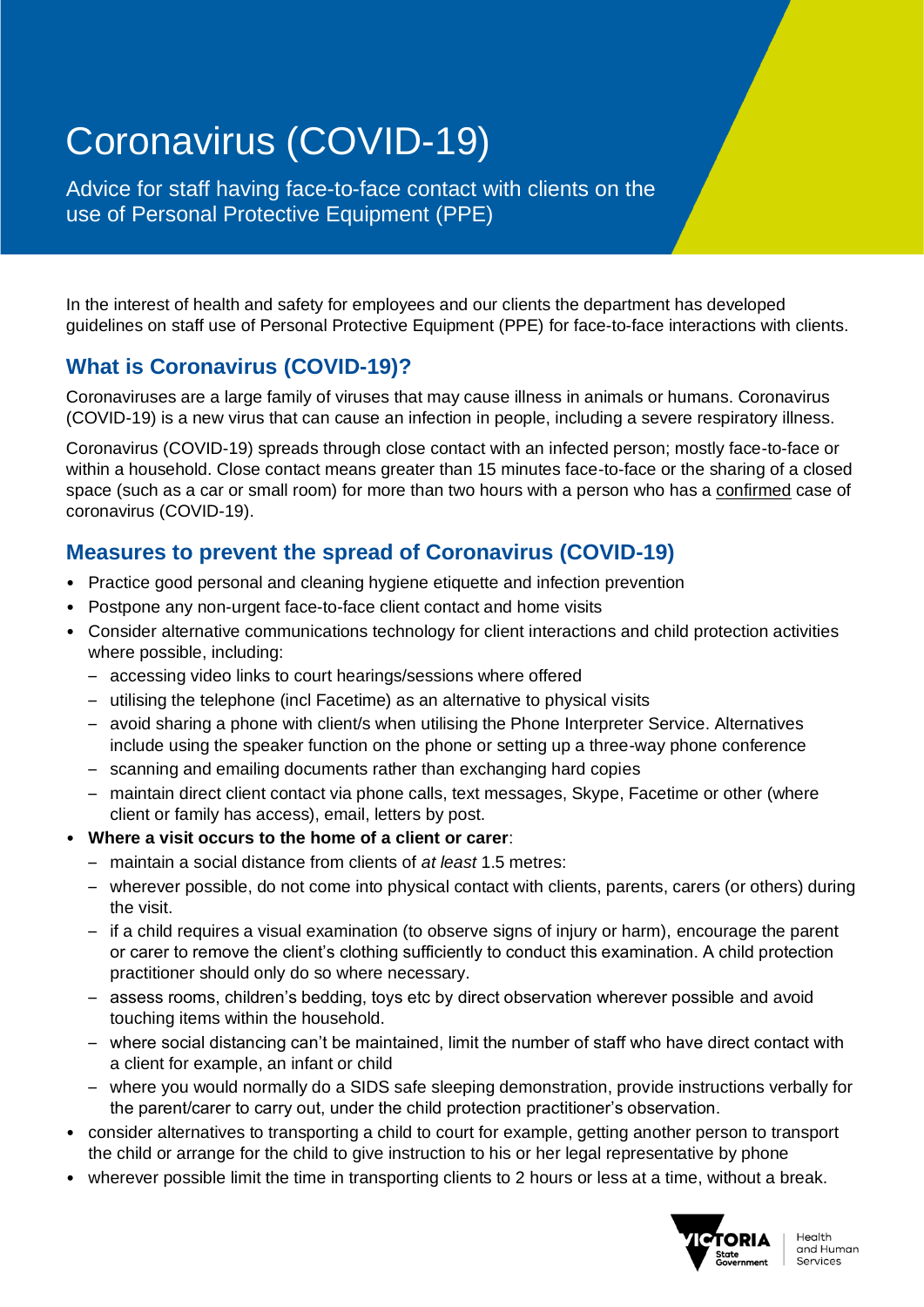# Coronavirus (COVID-19)

Advice for staff having face-to-face contact with clients on the use of Personal Protective Equipment (PPE)

In the interest of health and safety for employees and our clients the department has developed guidelines on staff use of Personal Protective Equipment (PPE) for face-to-face interactions with clients.

## What is Coronavirus (COVID-19)?

Coronaviruses are a large family of viruses that may cause illness in animals or humans. Coronavirus (COVID-19) is a new virus that can cause an infection in people, including a severe respiratory illness.

Coronavirus (COVID-19) spreads through close contact with an infected person; mostly face-to-face or within a household. Close contact means greater than 15 minutes face-to-face or the sharing of a closed space (such as a car or small room) for more than two hours with a person who has a confirmed case of coronavirus (COVID-19).

## Measures to prevent the spread of Coronavirus (COVID-19)

- Practice good personal and cleaning hygiene etiquette and infection prevention
- Postpone any non-urgent face-to-face client contact and home visits
- Consider alternative communications technology for client interactions and child protection activities where possible, including:
  - accessing video links to court hearings/sessions where offered
  - utilising the telephone (incl Facetime) as an alternative to physical visits
  - avoid sharing a phone with client/s when utilising the Phone Interpreter Service. Alternatives include using the speaker function on the phone or setting up a three-way phone conference
  - scanning and emailing documents rather than exchanging hard copies
  - maintain direct client contact via phone calls, text messages, Skype, Facetime or other (where client or family has access), email, letters by post.
- **Where a visit occurs to the home of a client or carer**:
  - maintain a social distance from clients of *at least* 1.5 metres:
  - wherever possible, do not come into physical contact with clients, parents, carers (or others) during the visit.
  - if a child requires a visual examination (to observe signs of injury or harm), encourage the parent or carer to remove the client's clothing sufficiently to conduct this examination. A child protection practitioner should only do so where necessary.
  - assess rooms, children's bedding, toys etc by direct observation wherever possible and avoid touching items within the household.
  - where social distancing can't be maintained, limit the number of staff who have direct contact with a client for example, an infant or child
  - where you would normally do a SIDS safe sleeping demonstration, provide instructions verbally for the parent/carer to carry out, under the child protection practitioner's observation.
- consider alternatives to transporting a child to court for example, getting another person to transport the child or arrange for the child to give instruction to his or her legal representative by phone
- wherever possible limit the time in transporting clients to 2 hours or less at a time, without a break.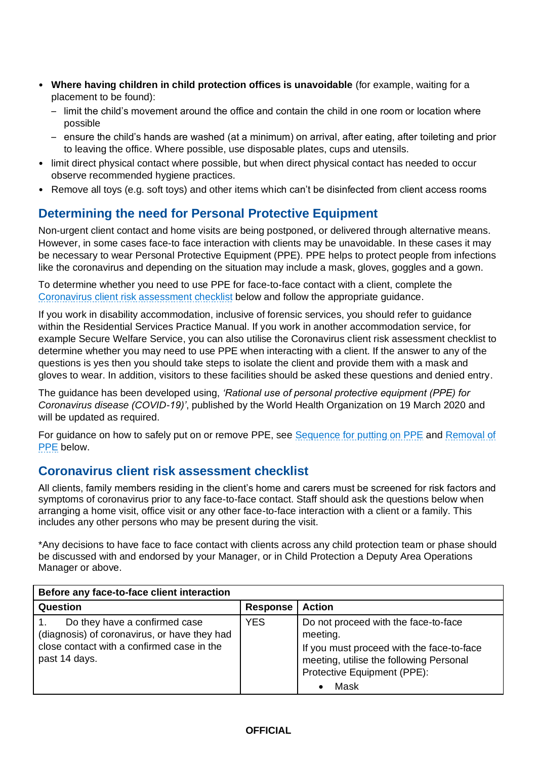- **Where having children in child protection offices is unavoidable** (for example, waiting for a placement to be found):
  - limit the child's movement around the office and contain the child in one room or location where possible
  - ensure the child's hands are washed (at a minimum) on arrival, after eating, after toileting and prior to leaving the office. Where possible, use disposable plates, cups and utensils.
- limit direct physical contact where possible, but when direct physical contact has needed to occur observe recommended hygiene practices.
- Remove all toys (e.g. soft toys) and other items which can't be disinfected from client access rooms

## Determining the need for Personal Protective Equipment

Non-urgent client contact and home visits are being postponed, or delivered through alternative means. However, in some cases face-to face interaction with clients may be unavoidable. In these cases it may be necessary to wear Personal Protective Equipment (PPE). PPE helps to protect people from infections like the coronavirus and depending on the situation may include a mask, gloves, goggles and a gown.

To determine whether you need to use PPE for face-to-face contact with a client, complete the Coronavirus client risk assessment checklist below and follow the appropriate guidance.

If you work in disability accommodation, inclusive of forensic services, you should refer to guidance within the Residential Services Practice Manual. If you work in another accommodation service, for example Secure Welfare Service, you can also utilise the Coronavirus client risk assessment checklist to determine whether you may need to use PPE when interacting with a client. If the answer to any of the questions is yes then you should take steps to isolate the client and provide them with a mask and gloves to wear. In addition, visitors to these facilities should be asked these questions and denied entry.

The guidance has been developed using, *'Rational use of personal protective equipment (PPE) for Coronavirus disease (COVID-19)'*, published by the World Health Organization on 19 March 2020 and will be updated as required.

For guidance on how to safely put on or remove PPE, see Sequence for putting on PPE and Removal of PPE below.

## Coronavirus client risk assessment checklist

All clients, family members residing in the client's home and carers must be screened for risk factors and symptoms of coronavirus prior to any face-to-face contact. Staff should ask the questions below when arranging a home visit, office visit or any other face-to-face interaction with a client or a family. This includes any other persons who may be present during the visit.

*Any decisions to have face to face contact with clients across any child protection team or phase should be discussed with and endorsed by your Manager, or in Child Protection a Deputy Area Operations Manager or above.

| **Before any face-to-face client interaction** | | |
|---|---|---|
| **Question** | **Response** | **Action** |
| 1. Do they have a confirmed case (diagnosis) of coronavirus, or have they had close contact with a confirmed case in the past 14 days. | YES | Do not proceed with the face-to-face meeting.<br>If you must proceed with the face-to-face meeting, utilise the following Personal Protective Equipment (PPE):<br>• Mask |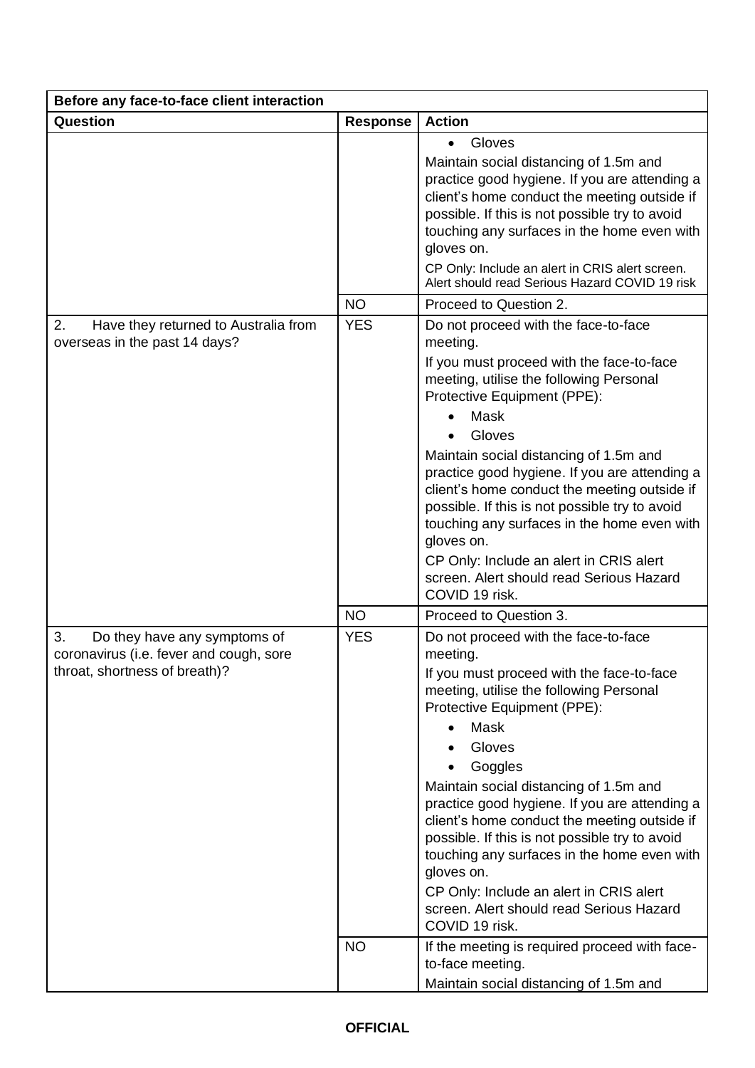| Before any face-to-face client interaction | | |
|---|---|---|
| **Question** | **Response** | **Action** |
| | | • Gloves<br>Maintain social distancing of 1.5m and practice good hygiene. If you are attending a client's home conduct the meeting outside if possible. If this is not possible try to avoid touching any surfaces in the home even with gloves on.<br>CP Only: Include an alert in CRIS alert screen. Alert should read Serious Hazard COVID 19 risk |
| | NO | Proceed to Question 2. |
| 2. Have they returned to Australia from overseas in the past 14 days? | YES | Do not proceed with the face-to-face meeting.<br>If you must proceed with the face-to-face meeting, utilise the following Personal Protective Equipment (PPE):<br>• Mask<br>• Gloves<br>Maintain social distancing of 1.5m and practice good hygiene. If you are attending a client's home conduct the meeting outside if possible. If this is not possible try to avoid touching any surfaces in the home even with gloves on.<br>CP Only: Include an alert in CRIS alert screen. Alert should read Serious Hazard COVID 19 risk. |
| | NO | Proceed to Question 3. |
| 3. Do they have any symptoms of coronavirus (i.e. fever and cough, sore throat, shortness of breath)? | YES | Do not proceed with the face-to-face meeting.<br>If you must proceed with the face-to-face meeting, utilise the following Personal Protective Equipment (PPE):<br>• Mask<br>• Gloves<br>• Goggles<br>Maintain social distancing of 1.5m and practice good hygiene. If you are attending a client's home conduct the meeting outside if possible. If this is not possible try to avoid touching any surfaces in the home even with gloves on.<br>CP Only: Include an alert in CRIS alert screen. Alert should read Serious Hazard COVID 19 risk. |
| | NO | If the meeting is required proceed with face-to-face meeting.<br>Maintain social distancing of 1.5m and |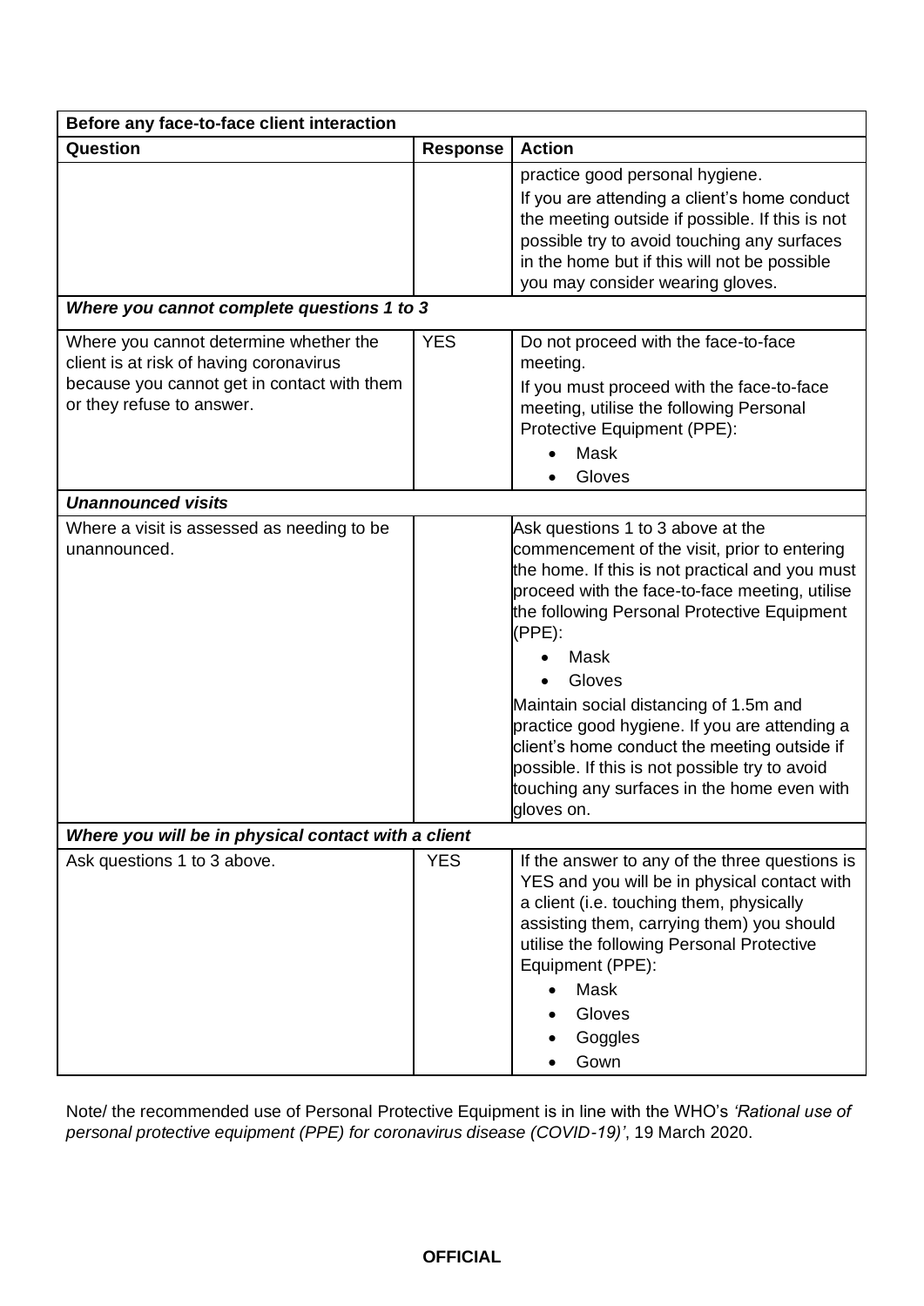| Before any face-to-face client interaction | | |
|---|---|---|
| **Question** | **Response** | **Action** |
| | | practice good personal hygiene.<br>If you are attending a client's home conduct the meeting outside if possible. If this is not possible try to avoid touching any surfaces in the home but if this will not be possible you may consider wearing gloves. |
| ***Where you cannot complete questions 1 to 3*** | | |
| Where you cannot determine whether the client is at risk of having coronavirus because you cannot get in contact with them or they refuse to answer. | YES | Do not proceed with the face-to-face meeting.<br>If you must proceed with the face-to-face meeting, utilise the following Personal Protective Equipment (PPE):<br>• Mask<br>• Gloves |
| ***Unannounced visits*** | | |
| Where a visit is assessed as needing to be unannounced. | | Ask questions 1 to 3 above at the commencement of the visit, prior to entering the home. If this is not practical and you must proceed with the face-to-face meeting, utilise the following Personal Protective Equipment (PPE):<br>• Mask<br>• Gloves<br>Maintain social distancing of 1.5m and practice good hygiene. If you are attending a client's home conduct the meeting outside if possible. If this is not possible try to avoid touching any surfaces in the home even with gloves on. |
| ***Where you will be in physical contact with a client*** | | |
| Ask questions 1 to 3 above. | YES | If the answer to any of the three questions is YES and you will be in physical contact with a client (i.e. touching them, physically assisting them, carrying them) you should utilise the following Personal Protective Equipment (PPE):<br>• Mask<br>• Gloves<br>• Goggles<br>• Gown |

Note/ the recommended use of Personal Protective Equipment is in line with the WHO's *'Rational use of personal protective equipment (PPE) for coronavirus disease (COVID-19)'*, 19 March 2020.

**OFFICIAL**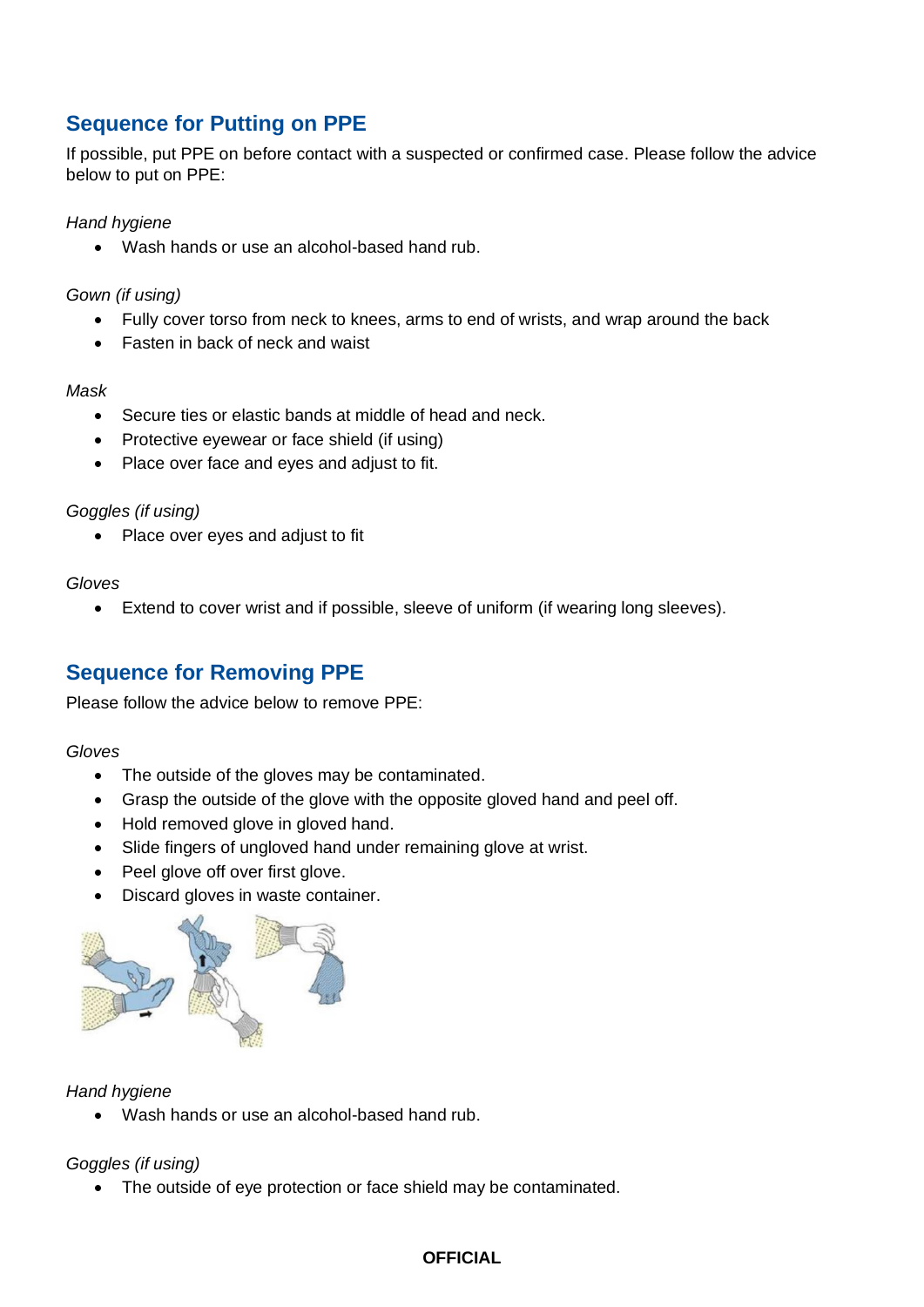## Sequence for Putting on PPE

If possible, put PPE on before contact with a suspected or confirmed case. Please follow the advice below to put on PPE:

*Hand hygiene*

- Wash hands or use an alcohol-based hand rub.

*Gown (if using)*

- Fully cover torso from neck to knees, arms to end of wrists, and wrap around the back
- Fasten in back of neck and waist

*Mask*

- Secure ties or elastic bands at middle of head and neck.
- Protective eyewear or face shield (if using)
- Place over face and eyes and adjust to fit.

*Goggles (if using)*

- Place over eyes and adjust to fit

*Gloves*

- Extend to cover wrist and if possible, sleeve of uniform (if wearing long sleeves).

## Sequence for Removing PPE

Please follow the advice below to remove PPE:

*Gloves*

- The outside of the gloves may be contaminated.
- Grasp the outside of the glove with the opposite gloved hand and peel off.
- Hold removed glove in gloved hand.
- Slide fingers of ungloved hand under remaining glove at wrist.
- Peel glove off over first glove.
- Discard gloves in waste container.

*Hand hygiene*

- Wash hands or use an alcohol-based hand rub.

*Goggles (if using)*

- The outside of eye protection or face shield may be contaminated.

**OFFICIAL**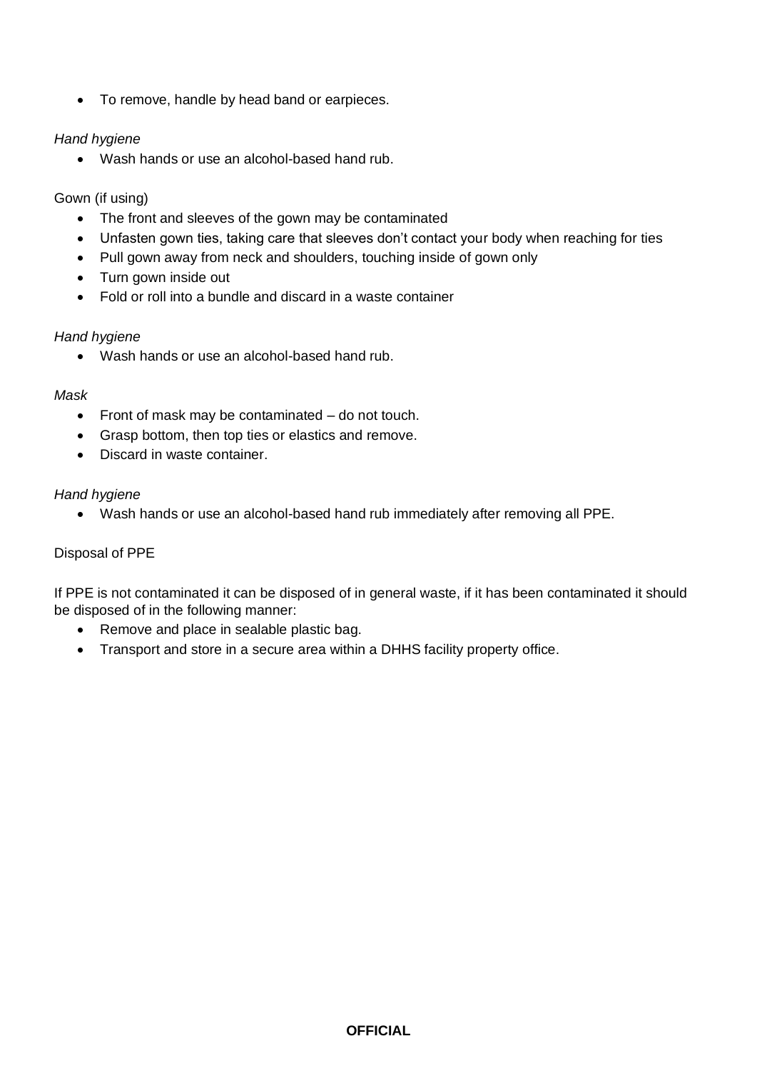- To remove, handle by head band or earpieces.

*Hand hygiene*

- Wash hands or use an alcohol-based hand rub.

Gown (if using)

- The front and sleeves of the gown may be contaminated
- Unfasten gown ties, taking care that sleeves don't contact your body when reaching for ties
- Pull gown away from neck and shoulders, touching inside of gown only
- Turn gown inside out
- Fold or roll into a bundle and discard in a waste container

*Hand hygiene*

- Wash hands or use an alcohol-based hand rub.

*Mask*

- Front of mask may be contaminated – do not touch.
- Grasp bottom, then top ties or elastics and remove.
- Discard in waste container.

*Hand hygiene*

- Wash hands or use an alcohol-based hand rub immediately after removing all PPE.

Disposal of PPE

If PPE is not contaminated it can be disposed of in general waste, if it has been contaminated it should be disposed of in the following manner:

- Remove and place in sealable plastic bag.
- Transport and store in a secure area within a DHHS facility property office.